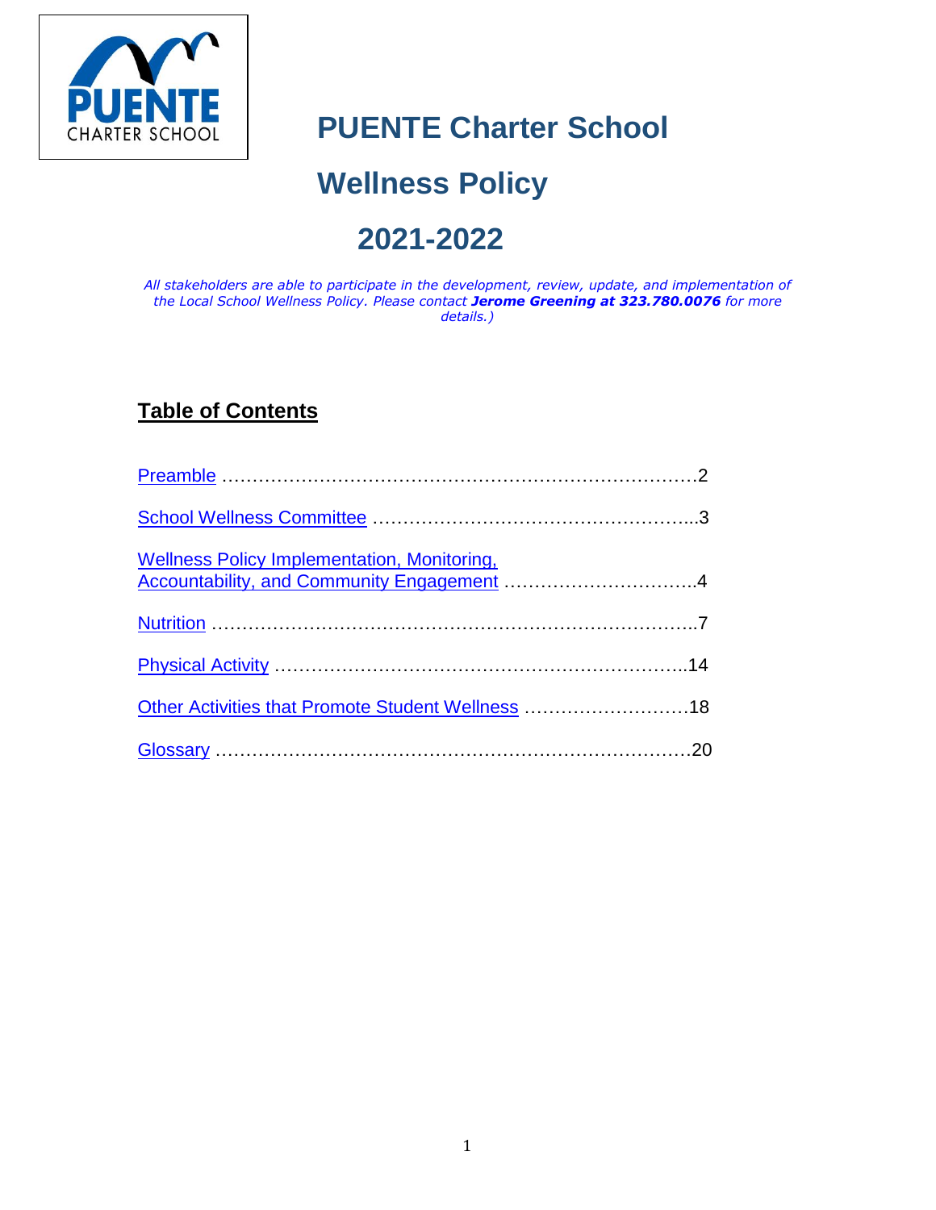# PUENTE Charter School

# Wellness Policy

# 2021-2022

*All stakeholders are able to participate in the development, review, update, and implementation of the Local School Wellness Policy. Please contact **Jerome Greening at 323.780.0076** for more details.)*

## Table of Contents

Preamble …………………………………………………………………….2

School Wellness Committee ……………………………………………...3

Wellness Policy Implementation, Monitoring, Accountability, and Community Engagement …………………………..4

Nutrition ……………………………………………………………………..7

Physical Activity …………………………………………………………..14

Other Activities that Promote Student Wellness ………………………18

Glossary ……………………………………………………………………20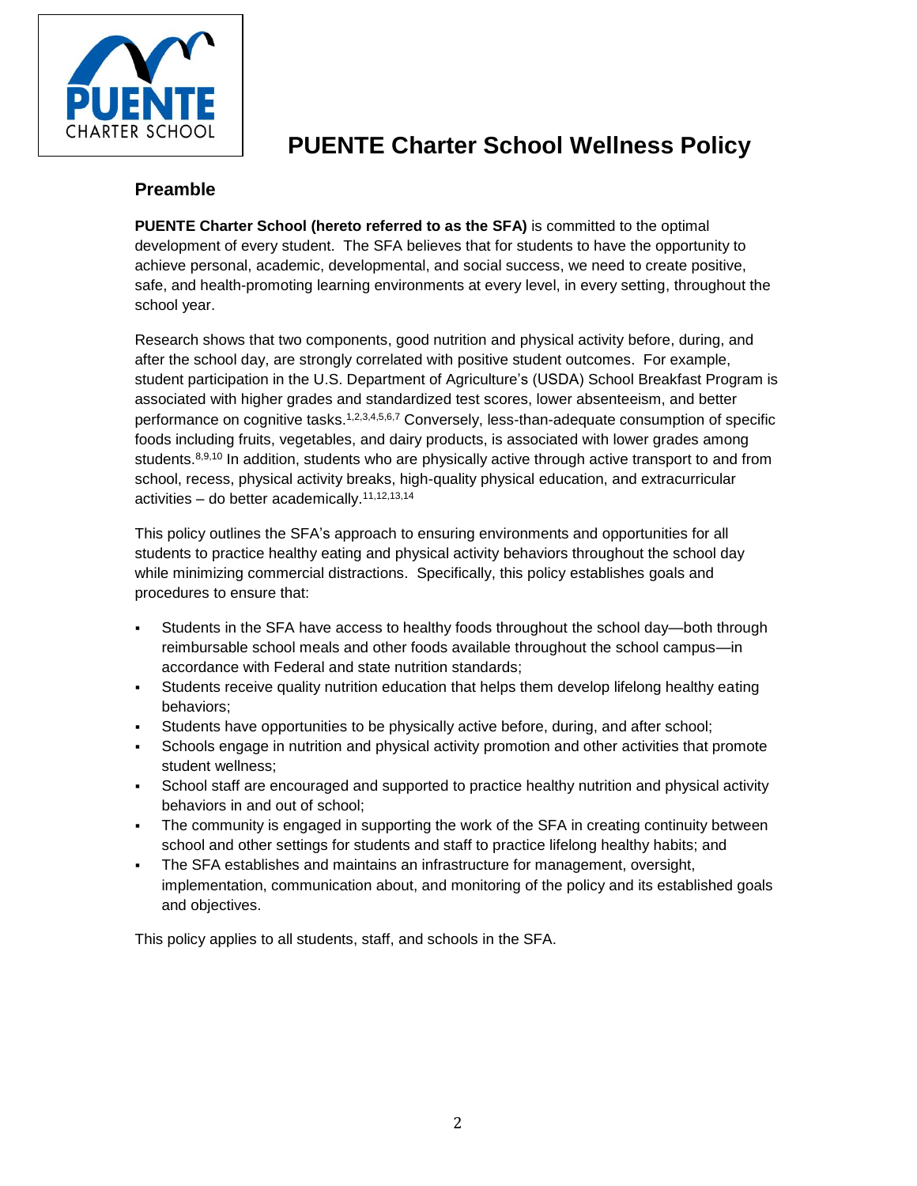# PUENTE Charter School Wellness Policy

## Preamble

**PUENTE Charter School (hereto referred to as the SFA)** is committed to the optimal development of every student. The SFA believes that for students to have the opportunity to achieve personal, academic, developmental, and social success, we need to create positive, safe, and health-promoting learning environments at every level, in every setting, throughout the school year.

Research shows that two components, good nutrition and physical activity before, during, and after the school day, are strongly correlated with positive student outcomes. For example, student participation in the U.S. Department of Agriculture's (USDA) School Breakfast Program is associated with higher grades and standardized test scores, lower absenteeism, and better performance on cognitive tasks.[1,2,3,4,5,6,7] Conversely, less-than-adequate consumption of specific foods including fruits, vegetables, and dairy products, is associated with lower grades among students.[8,9,10] In addition, students who are physically active through active transport to and from school, recess, physical activity breaks, high-quality physical education, and extracurricular activities – do better academically.[11,12,13,14]

This policy outlines the SFA's approach to ensuring environments and opportunities for all students to practice healthy eating and physical activity behaviors throughout the school day while minimizing commercial distractions. Specifically, this policy establishes goals and procedures to ensure that:

- Students in the SFA have access to healthy foods throughout the school day—both through reimbursable school meals and other foods available throughout the school campus—in accordance with Federal and state nutrition standards;
- Students receive quality nutrition education that helps them develop lifelong healthy eating behaviors;
- Students have opportunities to be physically active before, during, and after school;
- Schools engage in nutrition and physical activity promotion and other activities that promote student wellness;
- School staff are encouraged and supported to practice healthy nutrition and physical activity behaviors in and out of school;
- The community is engaged in supporting the work of the SFA in creating continuity between school and other settings for students and staff to practice lifelong healthy habits; and
- The SFA establishes and maintains an infrastructure for management, oversight, implementation, communication about, and monitoring of the policy and its established goals and objectives.

This policy applies to all students, staff, and schools in the SFA.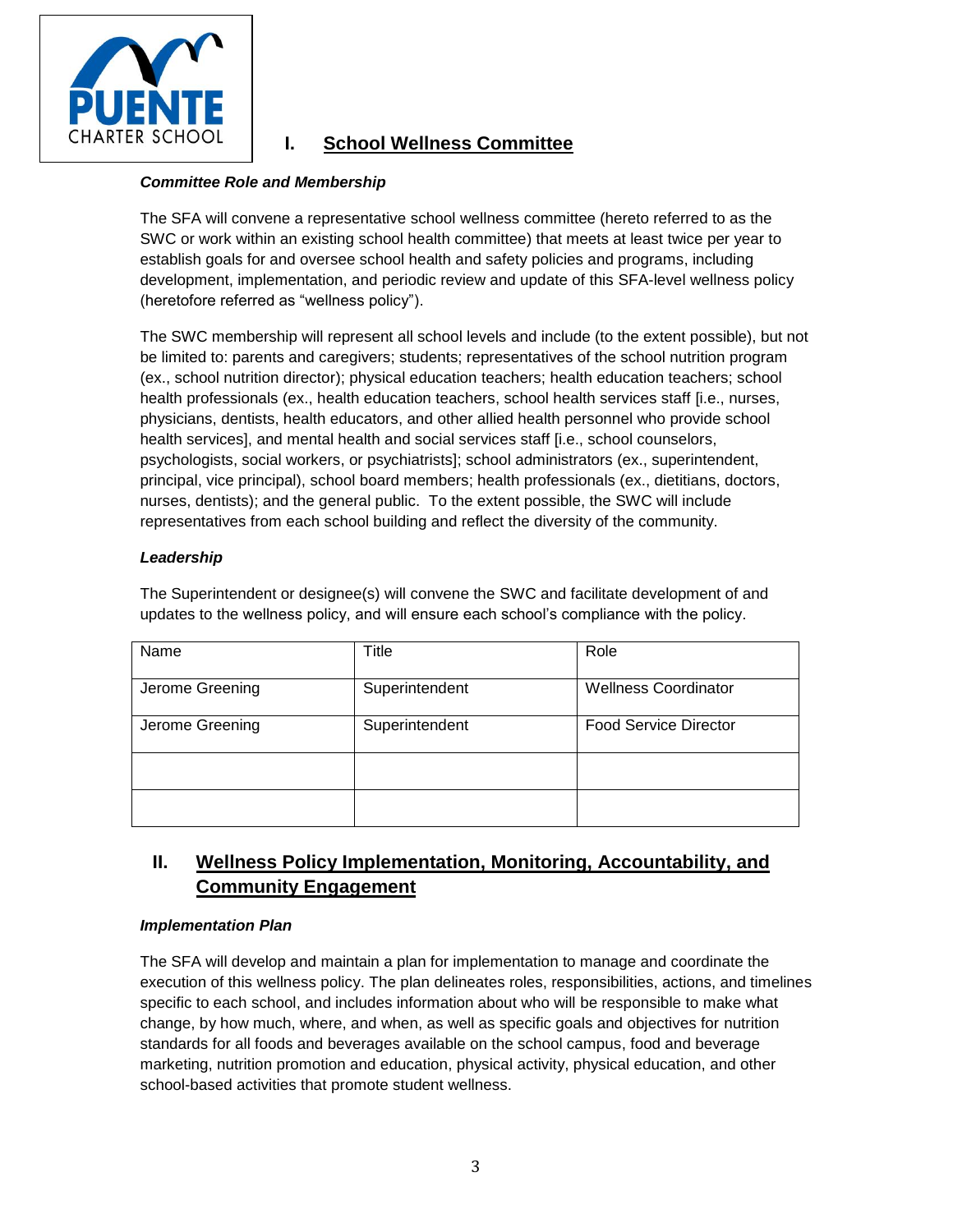## I. School Wellness Committee

***Committee Role and Membership***

The SFA will convene a representative school wellness committee (hereto referred to as the SWC or work within an existing school health committee) that meets at least twice per year to establish goals for and oversee school health and safety policies and programs, including development, implementation, and periodic review and update of this SFA-level wellness policy (heretofore referred as “wellness policy”).

The SWC membership will represent all school levels and include (to the extent possible), but not be limited to: parents and caregivers; students; representatives of the school nutrition program (ex., school nutrition director); physical education teachers; health education teachers; school health professionals (ex., health education teachers, school health services staff [i.e., nurses, physicians, dentists, health educators, and other allied health personnel who provide school health services], and mental health and social services staff [i.e., school counselors, psychologists, social workers, or psychiatrists]; school administrators (ex., superintendent, principal, vice principal), school board members; health professionals (ex., dietitians, doctors, nurses, dentists); and the general public. To the extent possible, the SWC will include representatives from each school building and reflect the diversity of the community.

***Leadership***

The Superintendent or designee(s) will convene the SWC and facilitate development of and updates to the wellness policy, and will ensure each school’s compliance with the policy.

| Name | Title | Role |
|---|---|---|
| Jerome Greening | Superintendent | Wellness Coordinator |
| Jerome Greening | Superintendent | Food Service Director |
| | | |
| | | |

## II. Wellness Policy Implementation, Monitoring, Accountability, and Community Engagement

***Implementation Plan***

The SFA will develop and maintain a plan for implementation to manage and coordinate the execution of this wellness policy. The plan delineates roles, responsibilities, actions, and timelines specific to each school, and includes information about who will be responsible to make what change, by how much, where, and when, as well as specific goals and objectives for nutrition standards for all foods and beverages available on the school campus, food and beverage marketing, nutrition promotion and education, physical activity, physical education, and other school-based activities that promote student wellness.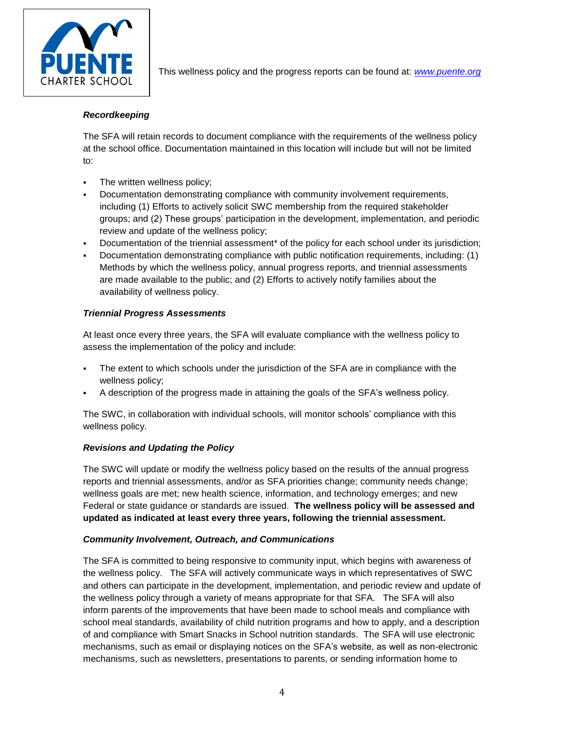This wellness policy and the progress reports can be found at: [www.puente.org](http://www.puente.org)

***Recordkeeping***

The SFA will retain records to document compliance with the requirements of the wellness policy at the school office. Documentation maintained in this location will include but will not be limited to:

- The written wellness policy;
- Documentation demonstrating compliance with community involvement requirements, including (1) Efforts to actively solicit SWC membership from the required stakeholder groups; and (2) These groups' participation in the development, implementation, and periodic review and update of the wellness policy;
- Documentation of the triennial assessment* of the policy for each school under its jurisdiction;
- Documentation demonstrating compliance with public notification requirements, including: (1) Methods by which the wellness policy, annual progress reports, and triennial assessments are made available to the public; and (2) Efforts to actively notify families about the availability of wellness policy.

***Triennial Progress Assessments***

At least once every three years, the SFA will evaluate compliance with the wellness policy to assess the implementation of the policy and include:

- The extent to which schools under the jurisdiction of the SFA are in compliance with the wellness policy;
- A description of the progress made in attaining the goals of the SFA's wellness policy.

The SWC, in collaboration with individual schools, will monitor schools' compliance with this wellness policy.

***Revisions and Updating the Policy***

The SWC will update or modify the wellness policy based on the results of the annual progress reports and triennial assessments, and/or as SFA priorities change; community needs change; wellness goals are met; new health science, information, and technology emerges; and new Federal or state guidance or standards are issued. **The wellness policy will be assessed and updated as indicated at least every three years, following the triennial assessment.**

***Community Involvement, Outreach, and Communications***

The SFA is committed to being responsive to community input, which begins with awareness of the wellness policy. The SFA will actively communicate ways in which representatives of SWC and others can participate in the development, implementation, and periodic review and update of the wellness policy through a variety of means appropriate for that SFA. The SFA will also inform parents of the improvements that have been made to school meals and compliance with school meal standards, availability of child nutrition programs and how to apply, and a description of and compliance with Smart Snacks in School nutrition standards. The SFA will use electronic mechanisms, such as email or displaying notices on the SFA's website, as well as non-electronic mechanisms, such as newsletters, presentations to parents, or sending information home to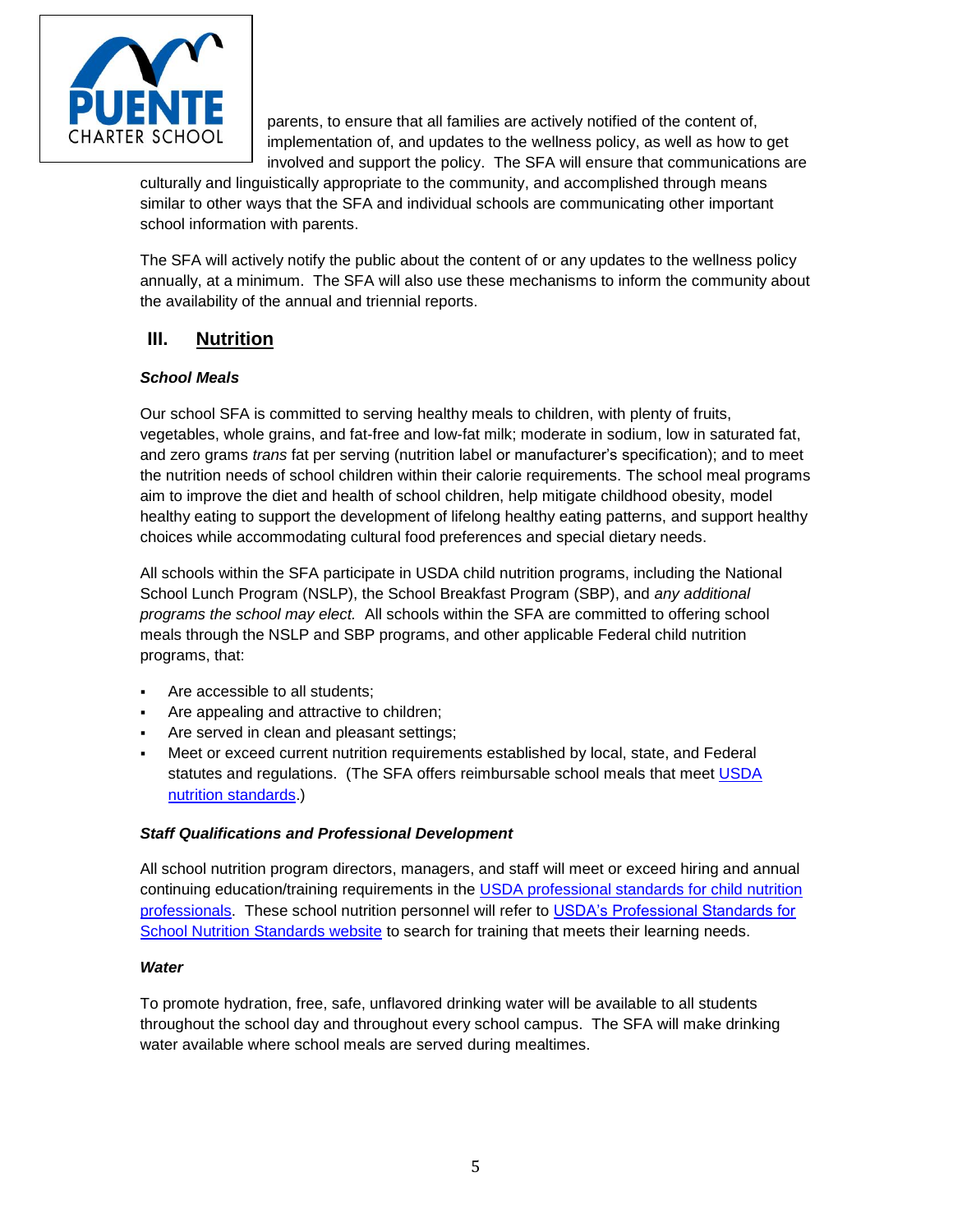parents, to ensure that all families are actively notified of the content of, implementation of, and updates to the wellness policy, as well as how to get involved and support the policy. The SFA will ensure that communications are culturally and linguistically appropriate to the community, and accomplished through means similar to other ways that the SFA and individual schools are communicating other important school information with parents.

The SFA will actively notify the public about the content of or any updates to the wellness policy annually, at a minimum. The SFA will also use these mechanisms to inform the community about the availability of the annual and triennial reports.

## III. Nutrition

***School Meals***

Our school SFA is committed to serving healthy meals to children, with plenty of fruits, vegetables, whole grains, and fat-free and low-fat milk; moderate in sodium, low in saturated fat, and zero grams *trans* fat per serving (nutrition label or manufacturer's specification); and to meet the nutrition needs of school children within their calorie requirements. The school meal programs aim to improve the diet and health of school children, help mitigate childhood obesity, model healthy eating to support the development of lifelong healthy eating patterns, and support healthy choices while accommodating cultural food preferences and special dietary needs.

All schools within the SFA participate in USDA child nutrition programs, including the National School Lunch Program (NSLP), the School Breakfast Program (SBP), and *any additional programs the school may elect.* All schools within the SFA are committed to offering school meals through the NSLP and SBP programs, and other applicable Federal child nutrition programs, that:

- Are accessible to all students;
- Are appealing and attractive to children;
- Are served in clean and pleasant settings;
- Meet or exceed current nutrition requirements established by local, state, and Federal statutes and regulations. (The SFA offers reimbursable school meals that meet USDA nutrition standards.)

***Staff Qualifications and Professional Development***

All school nutrition program directors, managers, and staff will meet or exceed hiring and annual continuing education/training requirements in the USDA professional standards for child nutrition professionals. These school nutrition personnel will refer to USDA's Professional Standards for School Nutrition Standards website to search for training that meets their learning needs.

***Water***

To promote hydration, free, safe, unflavored drinking water will be available to all students throughout the school day and throughout every school campus. The SFA will make drinking water available where school meals are served during mealtimes.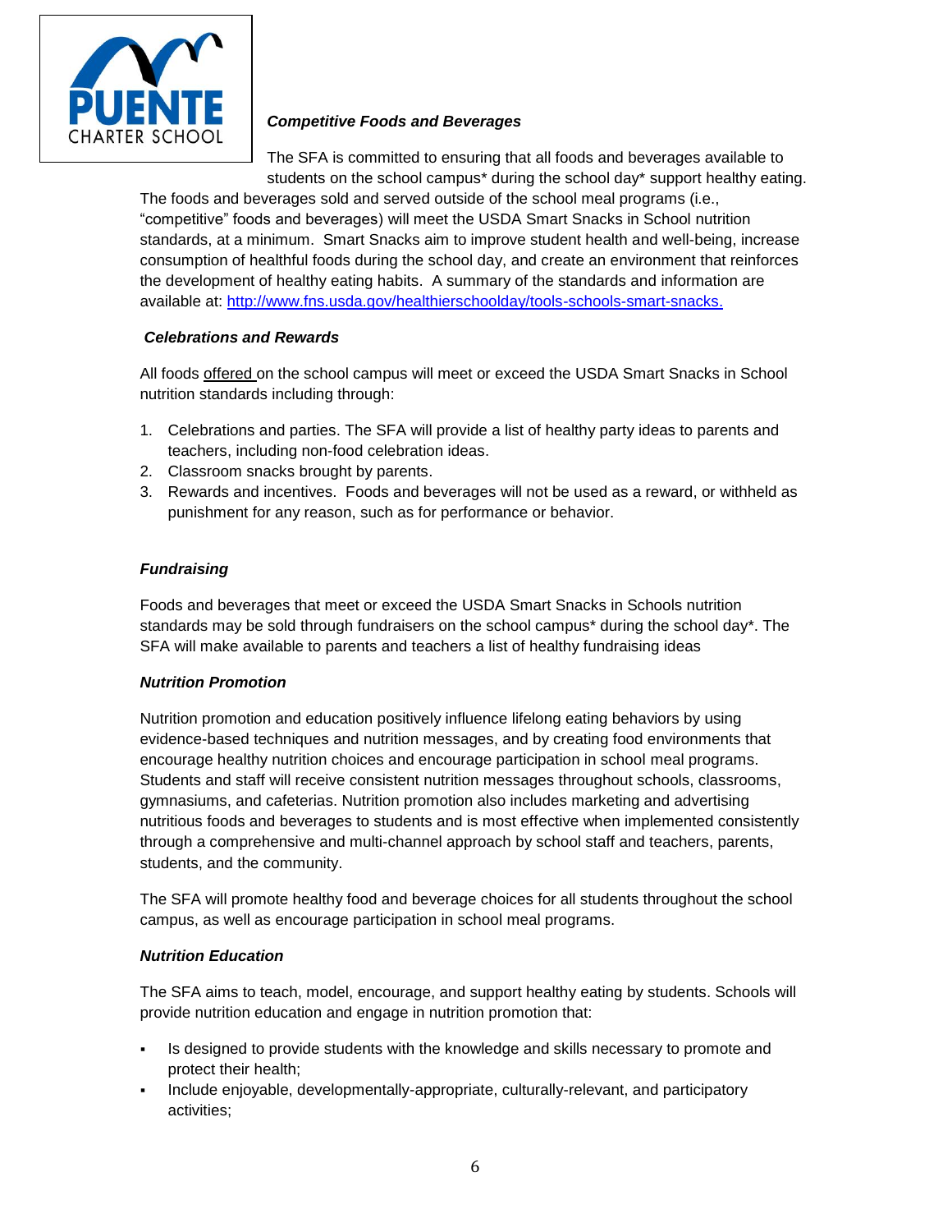### *Competitive Foods and Beverages*

The SFA is committed to ensuring that all foods and beverages available to students on the school campus* during the school day* support healthy eating. The foods and beverages sold and served outside of the school meal programs (i.e., "competitive" foods and beverages) will meet the USDA Smart Snacks in School nutrition standards, at a minimum. Smart Snacks aim to improve student health and well-being, increase consumption of healthful foods during the school day, and create an environment that reinforces the development of healthy eating habits. A summary of the standards and information are available at: [http://www.fns.usda.gov/healthierschoolday/tools-schools-smart-snacks.](http://www.fns.usda.gov/healthierschoolday/tools-schools-smart-snacks)

### *Celebrations and Rewards*

All foods offered on the school campus will meet or exceed the USDA Smart Snacks in School nutrition standards including through:

1. Celebrations and parties. The SFA will provide a list of healthy party ideas to parents and teachers, including non-food celebration ideas.
2. Classroom snacks brought by parents.
3. Rewards and incentives. Foods and beverages will not be used as a reward, or withheld as punishment for any reason, such as for performance or behavior.

### *Fundraising*

Foods and beverages that meet or exceed the USDA Smart Snacks in Schools nutrition standards may be sold through fundraisers on the school campus* during the school day*. The SFA will make available to parents and teachers a list of healthy fundraising ideas

### *Nutrition Promotion*

Nutrition promotion and education positively influence lifelong eating behaviors by using evidence-based techniques and nutrition messages, and by creating food environments that encourage healthy nutrition choices and encourage participation in school meal programs. Students and staff will receive consistent nutrition messages throughout schools, classrooms, gymnasiums, and cafeterias. Nutrition promotion also includes marketing and advertising nutritious foods and beverages to students and is most effective when implemented consistently through a comprehensive and multi-channel approach by school staff and teachers, parents, students, and the community.

The SFA will promote healthy food and beverage choices for all students throughout the school campus, as well as encourage participation in school meal programs.

### *Nutrition Education*

The SFA aims to teach, model, encourage, and support healthy eating by students. Schools will provide nutrition education and engage in nutrition promotion that:

- Is designed to provide students with the knowledge and skills necessary to promote and protect their health;
- Include enjoyable, developmentally-appropriate, culturally-relevant, and participatory activities;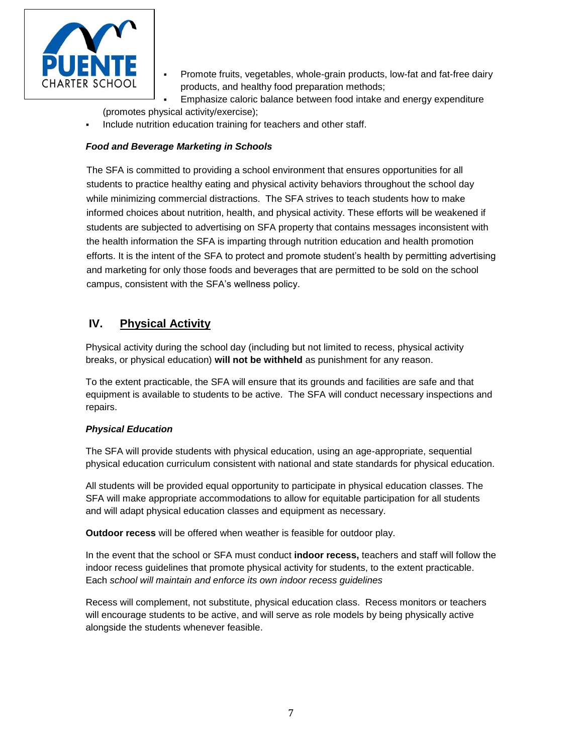- Promote fruits, vegetables, whole-grain products, low-fat and fat-free dairy products, and healthy food preparation methods;
- Emphasize caloric balance between food intake and energy expenditure (promotes physical activity/exercise);
- Include nutrition education training for teachers and other staff.

***Food and Beverage Marketing in Schools***

The SFA is committed to providing a school environment that ensures opportunities for all students to practice healthy eating and physical activity behaviors throughout the school day while minimizing commercial distractions. The SFA strives to teach students how to make informed choices about nutrition, health, and physical activity. These efforts will be weakened if students are subjected to advertising on SFA property that contains messages inconsistent with the health information the SFA is imparting through nutrition education and health promotion efforts. It is the intent of the SFA to protect and promote student's health by permitting advertising and marketing for only those foods and beverages that are permitted to be sold on the school campus, consistent with the SFA's wellness policy.

## IV. Physical Activity

Physical activity during the school day (including but not limited to recess, physical activity breaks, or physical education) **will not be withheld** as punishment for any reason.

To the extent practicable, the SFA will ensure that its grounds and facilities are safe and that equipment is available to students to be active. The SFA will conduct necessary inspections and repairs.

***Physical Education***

The SFA will provide students with physical education, using an age-appropriate, sequential physical education curriculum consistent with national and state standards for physical education.

All students will be provided equal opportunity to participate in physical education classes. The SFA will make appropriate accommodations to allow for equitable participation for all students and will adapt physical education classes and equipment as necessary.

**Outdoor recess** will be offered when weather is feasible for outdoor play.

In the event that the school or SFA must conduct **indoor recess,** teachers and staff will follow the indoor recess guidelines that promote physical activity for students, to the extent practicable. Each *school will maintain and enforce its own indoor recess guidelines*

Recess will complement, not substitute, physical education class. Recess monitors or teachers will encourage students to be active, and will serve as role models by being physically active alongside the students whenever feasible.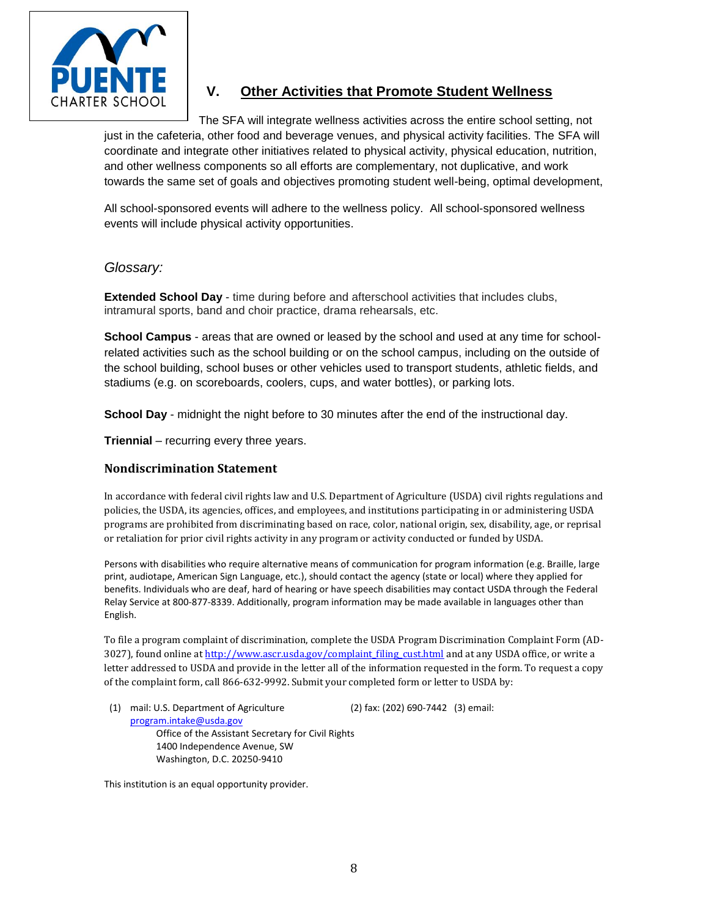## V. Other Activities that Promote Student Wellness

The SFA will integrate wellness activities across the entire school setting, not just in the cafeteria, other food and beverage venues, and physical activity facilities. The SFA will coordinate and integrate other initiatives related to physical activity, physical education, nutrition, and other wellness components so all efforts are complementary, not duplicative, and work towards the same set of goals and objectives promoting student well-being, optimal development,

All school-sponsored events will adhere to the wellness policy. All school-sponsored wellness events will include physical activity opportunities.

*Glossary:*

**Extended School Day** - time during before and afterschool activities that includes clubs, intramural sports, band and choir practice, drama rehearsals, etc.

**School Campus** - areas that are owned or leased by the school and used at any time for school-related activities such as the school building or on the school campus, including on the outside of the school building, school buses or other vehicles used to transport students, athletic fields, and stadiums (e.g. on scoreboards, coolers, cups, and water bottles), or parking lots.

**School Day** - midnight the night before to 30 minutes after the end of the instructional day.

**Triennial** – recurring every three years.

### Nondiscrimination Statement

In accordance with federal civil rights law and U.S. Department of Agriculture (USDA) civil rights regulations and policies, the USDA, its agencies, offices, and employees, and institutions participating in or administering USDA programs are prohibited from discriminating based on race, color, national origin, sex, disability, age, or reprisal or retaliation for prior civil rights activity in any program or activity conducted or funded by USDA.

Persons with disabilities who require alternative means of communication for program information (e.g. Braille, large print, audiotape, American Sign Language, etc.), should contact the agency (state or local) where they applied for benefits. Individuals who are deaf, hard of hearing or have speech disabilities may contact USDA through the Federal Relay Service at 800-877-8339. Additionally, program information may be made available in languages other than English.

To file a program complaint of discrimination, complete the USDA Program Discrimination Complaint Form (AD-3027), found online at http://www.ascr.usda.gov/complaint_filing_cust.html and at any USDA office, or write a letter addressed to USDA and provide in the letter all of the information requested in the form. To request a copy of the complaint form, call 866-632-9992. Submit your completed form or letter to USDA by:

(1) mail: U.S. Department of Agriculture
Office of the Assistant Secretary for Civil Rights
1400 Independence Avenue, SW
Washington, D.C. 20250-9410

(2) fax: (202) 690-7442

(3) email: program.intake@usda.gov

This institution is an equal opportunity provider.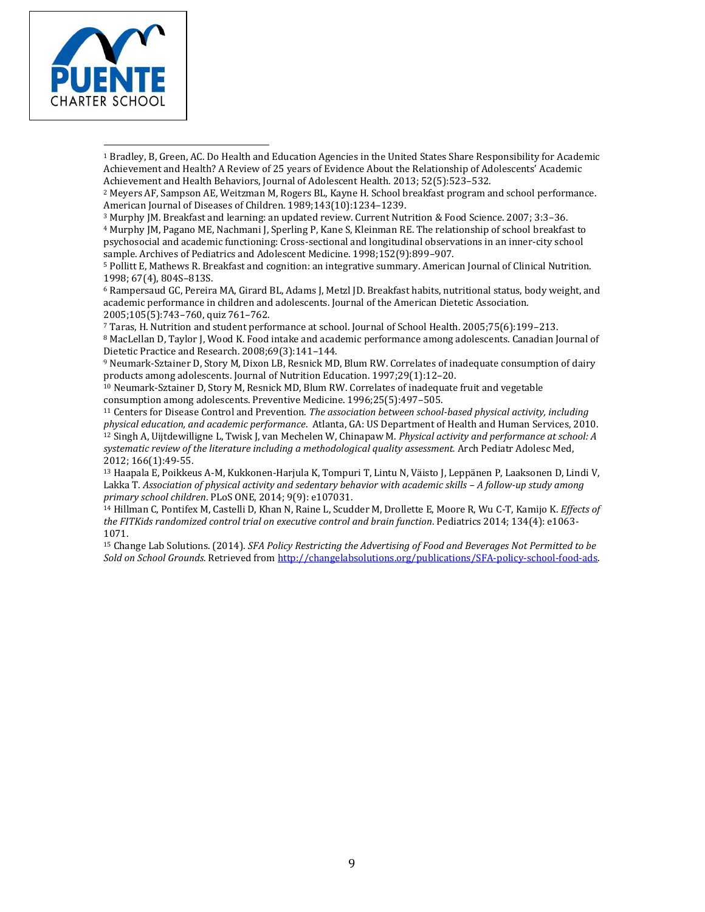[1] Bradley, B, Green, AC. Do Health and Education Agencies in the United States Share Responsibility for Academic Achievement and Health? A Review of 25 years of Evidence About the Relationship of Adolescents' Academic Achievement and Health Behaviors, Journal of Adolescent Health. 2013; 52(5):523–532.

[2] Meyers AF, Sampson AE, Weitzman M, Rogers BL, Kayne H. School breakfast program and school performance. American Journal of Diseases of Children. 1989;143(10):1234–1239.

[3] Murphy JM. Breakfast and learning: an updated review. Current Nutrition & Food Science. 2007; 3:3–36.

[4] Murphy JM, Pagano ME, Nachmani J, Sperling P, Kane S, Kleinman RE. The relationship of school breakfast to psychosocial and academic functioning: Cross-sectional and longitudinal observations in an inner-city school sample. Archives of Pediatrics and Adolescent Medicine. 1998;152(9):899–907.

[5] Pollitt E, Mathews R. Breakfast and cognition: an integrative summary. American Journal of Clinical Nutrition. 1998; 67(4), 804S–813S.

[6] Rampersaud GC, Pereira MA, Girard BL, Adams J, Metzl JD. Breakfast habits, nutritional status, body weight, and academic performance in children and adolescents. Journal of the American Dietetic Association. 2005;105(5):743–760, quiz 761–762.

[7] Taras, H. Nutrition and student performance at school. Journal of School Health. 2005;75(6):199–213.

[8] MacLellan D, Taylor J, Wood K. Food intake and academic performance among adolescents. Canadian Journal of Dietetic Practice and Research. 2008;69(3):141–144.

[9] Neumark-Sztainer D, Story M, Dixon LB, Resnick MD, Blum RW. Correlates of inadequate consumption of dairy products among adolescents. Journal of Nutrition Education. 1997;29(1):12–20.

[10] Neumark-Sztainer D, Story M, Resnick MD, Blum RW. Correlates of inadequate fruit and vegetable consumption among adolescents. Preventive Medicine. 1996;25(5):497–505.

[11] Centers for Disease Control and Prevention. *The association between school-based physical activity, including physical education, and academic performance*. Atlanta, GA: US Department of Health and Human Services, 2010.

[12] Singh A, Uijtdewilligne L, Twisk J, van Mechelen W, Chinapaw M. *Physical activity and performance at school: A systematic review of the literature including a methodological quality assessment.* Arch Pediatr Adolesc Med, 2012; 166(1):49-55.

[13] Haapala E, Poikkeus A-M, Kukkonen-Harjula K, Tompuri T, Lintu N, Väisto J, Leppänen P, Laaksonen D, Lindi V, Lakka T. *Association of physical activity and sedentary behavior with academic skills – A follow-up study among primary school children*. PLoS ONE, 2014; 9(9): e107031.

[14] Hillman C, Pontifex M, Castelli D, Khan N, Raine L, Scudder M, Drollette E, Moore R, Wu C-T, Kamijo K. *Effects of the FITKids randomized control trial on executive control and brain function*. Pediatrics 2014; 134(4): e1063-1071.

[15] Change Lab Solutions. (2014). *SFA Policy Restricting the Advertising of Food and Beverages Not Permitted to be Sold on School Grounds*. Retrieved from http://changelabsolutions.org/publications/SFA-policy-school-food-ads.